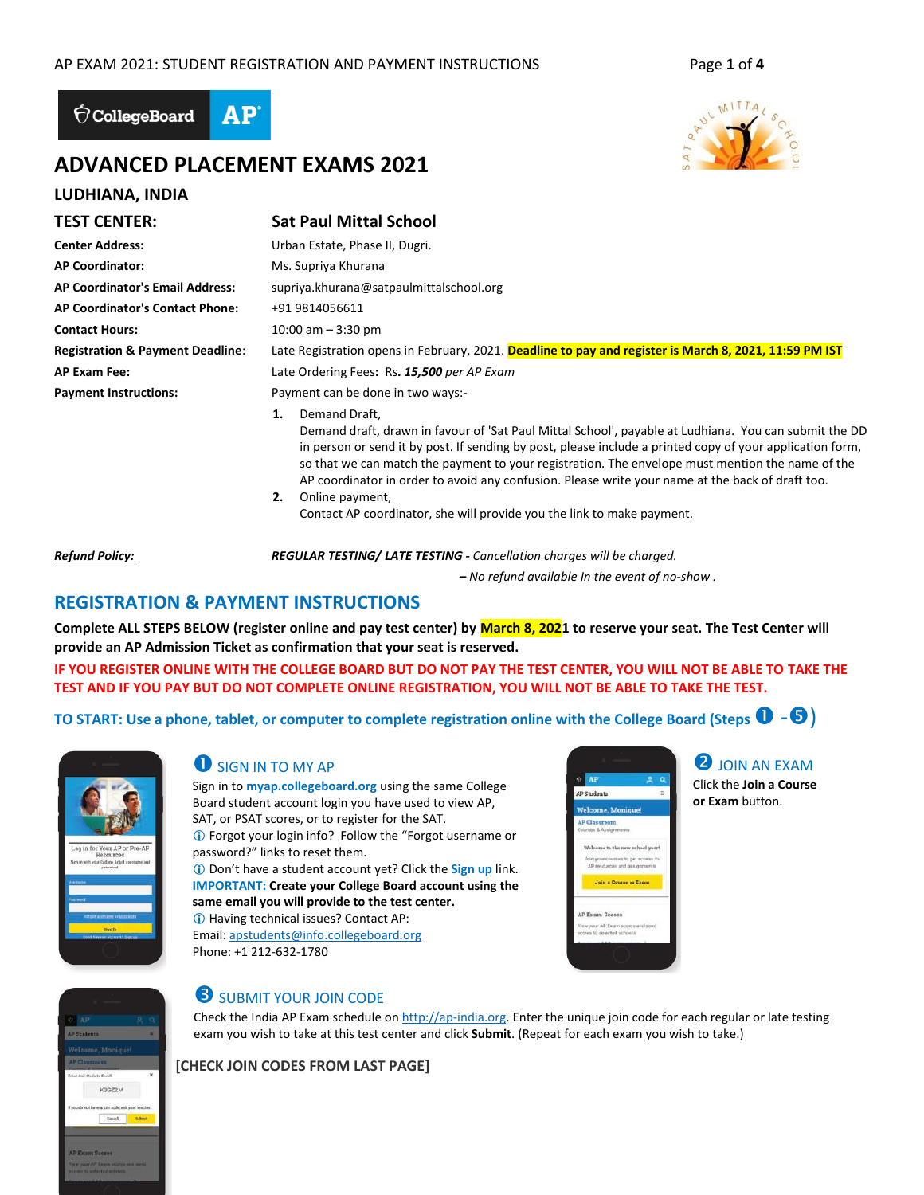# ADVANCED PLACEMENT EXAMS 2021

## LUDHIANA, INDIA

| | |
|---|---|
| **TEST CENTER:** | **Sat Paul Mittal School** |
| **Center Address:** | Urban Estate, Phase II, Dugri. |
| **AP Coordinator:** | Ms. Supriya Khurana |
| **AP Coordinator's Email Address:** | supriya.khurana@satpaulmittalschool.org |
| **AP Coordinator's Contact Phone:** | +91 9814056611 |
| **Contact Hours:** | 10:00 am – 3:30 pm |
| **Registration & Payment Deadline:** | Late Registration opens in February, 2021. **Deadline to pay and register is March 8, 2021, 11:59 PM IST** |
| **AP Exam Fee:** | Late Ordering Fees**:** Rs**.** ***15,500*** *per AP Exam* |
| **Payment Instructions:** | Payment can be done in two ways:- |

1. Demand Draft,
   Demand draft, drawn in favour of 'Sat Paul Mittal School', payable at Ludhiana. You can submit the DD in person or send it by post. If sending by post, please include a printed copy of your application form, so that we can match the payment to your registration. The envelope must mention the name of the AP coordinator in order to avoid any confusion. Please write your name at the back of draft too.
2. Online payment,
   Contact AP coordinator, she will provide you the link to make payment.

***Refund Policy:*** ***REGULAR TESTING/ LATE TESTING*** *- Cancellation charges will be charged.*

*– No refund available In the event of no-show .*

## REGISTRATION & PAYMENT INSTRUCTIONS

**Complete ALL STEPS BELOW (register online and pay test center) by March 8, 2021 to reserve your seat. The Test Center will provide an AP Admission Ticket as confirmation that your seat is reserved.**

**IF YOU REGISTER ONLINE WITH THE COLLEGE BOARD BUT DO NOT PAY THE TEST CENTER, YOU WILL NOT BE ABLE TO TAKE THE TEST AND IF YOU PAY BUT DO NOT COMPLETE ONLINE REGISTRATION, YOU WILL NOT BE ABLE TO TAKE THE TEST.**

**TO START: Use a phone, tablet, or computer to complete registration online with the College Board (Steps ❶ - ❺)**

### ❶ SIGN IN TO MY AP

Sign in to **myap.collegeboard.org** using the same College Board student account login you have used to view AP, SAT, or PSAT scores, or to register for the SAT.

ⓘ Forgot your login info? Follow the "Forgot username or password?" links to reset them.

ⓘ Don't have a student account yet? Click the **Sign up** link.

**IMPORTANT: Create your College Board account using the same email you will provide to the test center.**

ⓘ Having technical issues? Contact AP:
Email: apstudents@info.collegeboard.org
Phone: +1 212-632-1780

### ❷ JOIN AN EXAM

Click the **Join a Course or Exam** button.

### ❸ SUBMIT YOUR JOIN CODE

Check the India AP Exam schedule on http://ap-india.org. Enter the unique join code for each regular or late testing exam you wish to take at this test center and click **Submit**. (Repeat for each exam you wish to take.)

**[CHECK JOIN CODES FROM LAST PAGE]**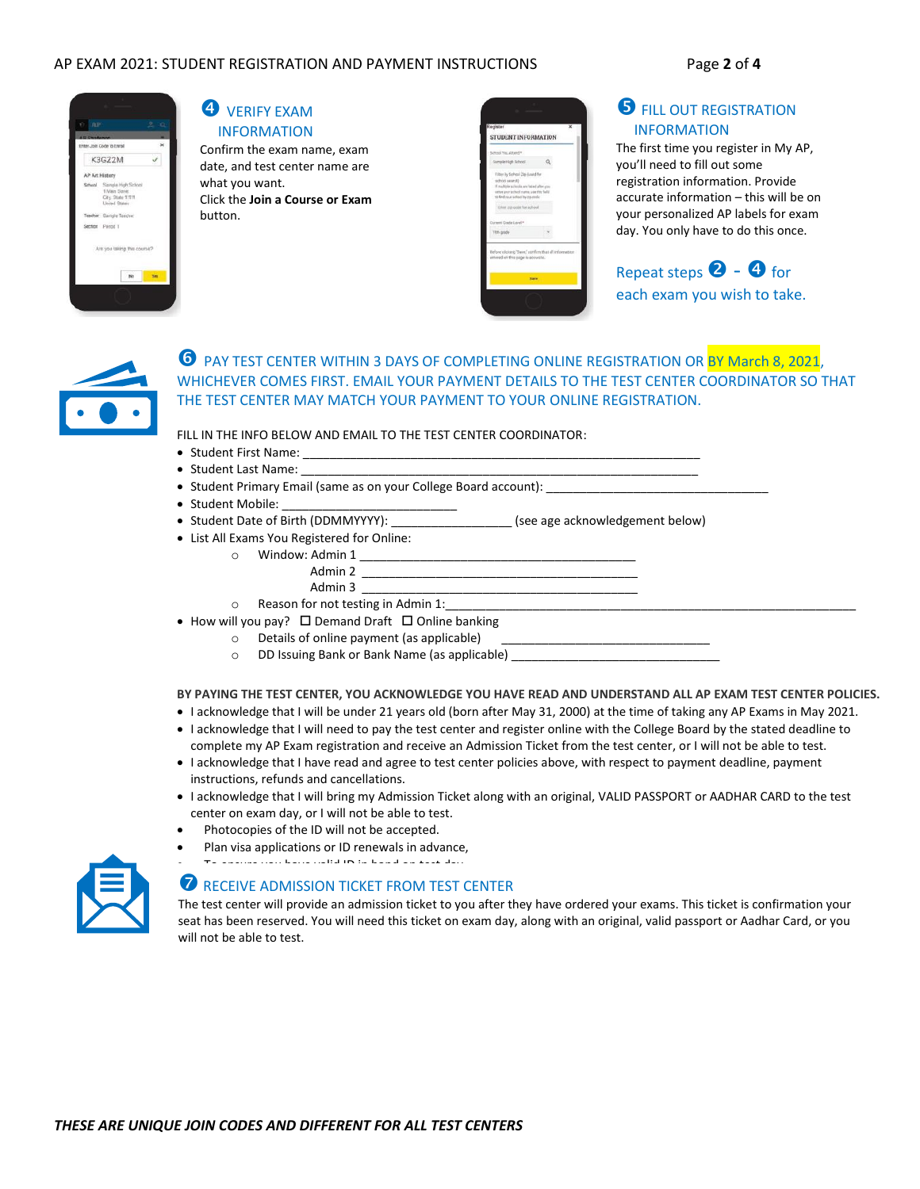## ❹ VERIFY EXAM INFORMATION

Confirm the exam name, exam date, and test center name are what you want.
Click the **Join a Course or Exam** button.

## ❺ FILL OUT REGISTRATION INFORMATION

The first time you register in My AP, you'll need to fill out some registration information. Provide accurate information – this will be on your personalized AP labels for exam day. You only have to do this once.

Repeat steps ❷ - ❹ for each exam you wish to take.

## ❻ PAY TEST CENTER WITHIN 3 DAYS OF COMPLETING ONLINE REGISTRATION OR BY March 8, 2021, WHICHEVER COMES FIRST. EMAIL YOUR PAYMENT DETAILS TO THE TEST CENTER COORDINATOR SO THAT THE TEST CENTER MAY MATCH YOUR PAYMENT TO YOUR ONLINE REGISTRATION.

FILL IN THE INFO BELOW AND EMAIL TO THE TEST CENTER COORDINATOR:

- Student First Name: ____________________________________________________________
- Student Last Name: ____________________________________________________________
- Student Primary Email (same as on your College Board account): __________________________________
- Student Mobile: ___________________________
- Student Date of Birth (DDMMYYYY): __________________ (see age acknowledgement below)
- List All Exams You Registered for Online:
  - Window: Admin 1 ___________________________________________
    Admin 2 ___________________________________________
    Admin 3 ___________________________________________
  - Reason for not testing in Admin 1:_____________________________________________________________
- How will you pay? ☐ Demand Draft ☐ Online banking
  - Details of online payment (as applicable) ________________________________
  - DD Issuing Bank or Bank Name (as applicable) ________________________________

**BY PAYING THE TEST CENTER, YOU ACKNOWLEDGE YOU HAVE READ AND UNDERSTAND ALL AP EXAM TEST CENTER POLICIES.**

- I acknowledge that I will be under 21 years old (born after May 31, 2000) at the time of taking any AP Exams in May 2021.
- I acknowledge that I will need to pay the test center and register online with the College Board by the stated deadline to complete my AP Exam registration and receive an Admission Ticket from the test center, or I will not be able to test.
- I acknowledge that I have read and agree to test center policies above, with respect to payment deadline, payment instructions, refunds and cancellations.
- I acknowledge that I will bring my Admission Ticket along with an original, VALID PASSPORT or AADHAR CARD to the test center on exam day, or I will not be able to test.
- Photocopies of the ID will not be accepted.
- Plan visa applications or ID renewals in advance,
- To ensure you have valid ID in hand on test day.

## ❼ RECEIVE ADMISSION TICKET FROM TEST CENTER

The test center will provide an admission ticket to you after they have ordered your exams. This ticket is confirmation your seat has been reserved. You will need this ticket on exam day, along with an original, valid passport or Aadhar Card, or you will not be able to test.

***THESE ARE UNIQUE JOIN CODES AND DIFFERENT FOR ALL TEST CENTERS***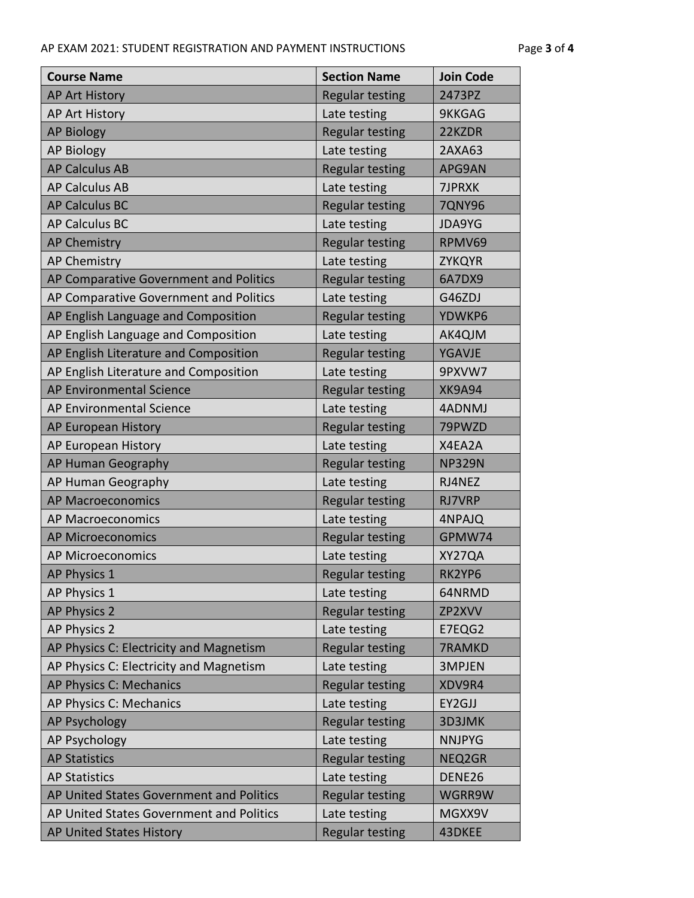| Course Name | Section Name | Join Code |
| --- | --- | --- |
| AP Art History | Regular testing | 2473PZ |
| AP Art History | Late testing | 9KKGAG |
| AP Biology | Regular testing | 22KZDR |
| AP Biology | Late testing | 2AXA63 |
| AP Calculus AB | Regular testing | APG9AN |
| AP Calculus AB | Late testing | 7JPRXK |
| AP Calculus BC | Regular testing | 7QNY96 |
| AP Calculus BC | Late testing | JDA9YG |
| AP Chemistry | Regular testing | RPMV69 |
| AP Chemistry | Late testing | ZYKQYR |
| AP Comparative Government and Politics | Regular testing | 6A7DX9 |
| AP Comparative Government and Politics | Late testing | G46ZDJ |
| AP English Language and Composition | Regular testing | YDWKP6 |
| AP English Language and Composition | Late testing | AK4QJM |
| AP English Literature and Composition | Regular testing | YGAVJE |
| AP English Literature and Composition | Late testing | 9PXVW7 |
| AP Environmental Science | Regular testing | XK9A94 |
| AP Environmental Science | Late testing | 4ADNMJ |
| AP European History | Regular testing | 79PWZD |
| AP European History | Late testing | X4EA2A |
| AP Human Geography | Regular testing | NP329N |
| AP Human Geography | Late testing | RJ4NEZ |
| AP Macroeconomics | Regular testing | RJ7VRP |
| AP Macroeconomics | Late testing | 4NPAJQ |
| AP Microeconomics | Regular testing | GPMW74 |
| AP Microeconomics | Late testing | XY27QA |
| AP Physics 1 | Regular testing | RK2YP6 |
| AP Physics 1 | Late testing | 64NRMD |
| AP Physics 2 | Regular testing | ZP2XVV |
| AP Physics 2 | Late testing | E7EQG2 |
| AP Physics C: Electricity and Magnetism | Regular testing | 7RAMKD |
| AP Physics C: Electricity and Magnetism | Late testing | 3MPJEN |
| AP Physics C: Mechanics | Regular testing | XDV9R4 |
| AP Physics C: Mechanics | Late testing | EY2GJJ |
| AP Psychology | Regular testing | 3D3JMK |
| AP Psychology | Late testing | NNJPYG |
| AP Statistics | Regular testing | NEQ2GR |
| AP Statistics | Late testing | DENE26 |
| AP United States Government and Politics | Regular testing | WGRR9W |
| AP United States Government and Politics | Late testing | MGXX9V |
| AP United States History | Regular testing | 43DKEE |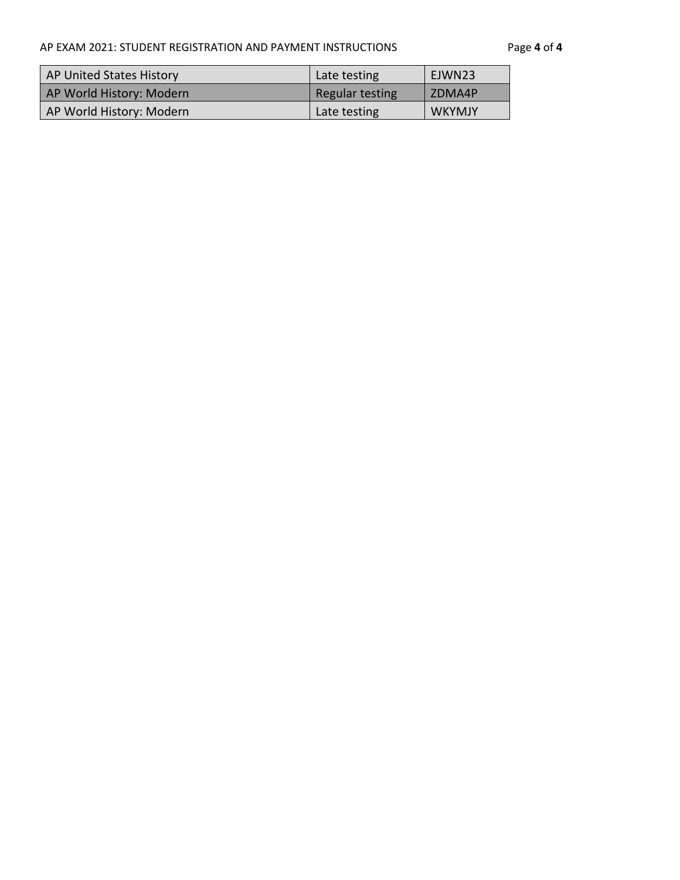| | | |
|---|---|---|
| AP United States History | Late testing | EJWN23 |
| AP World History: Modern | Regular testing | ZDMA4P |
| AP World History: Modern | Late testing | WKYMJY |